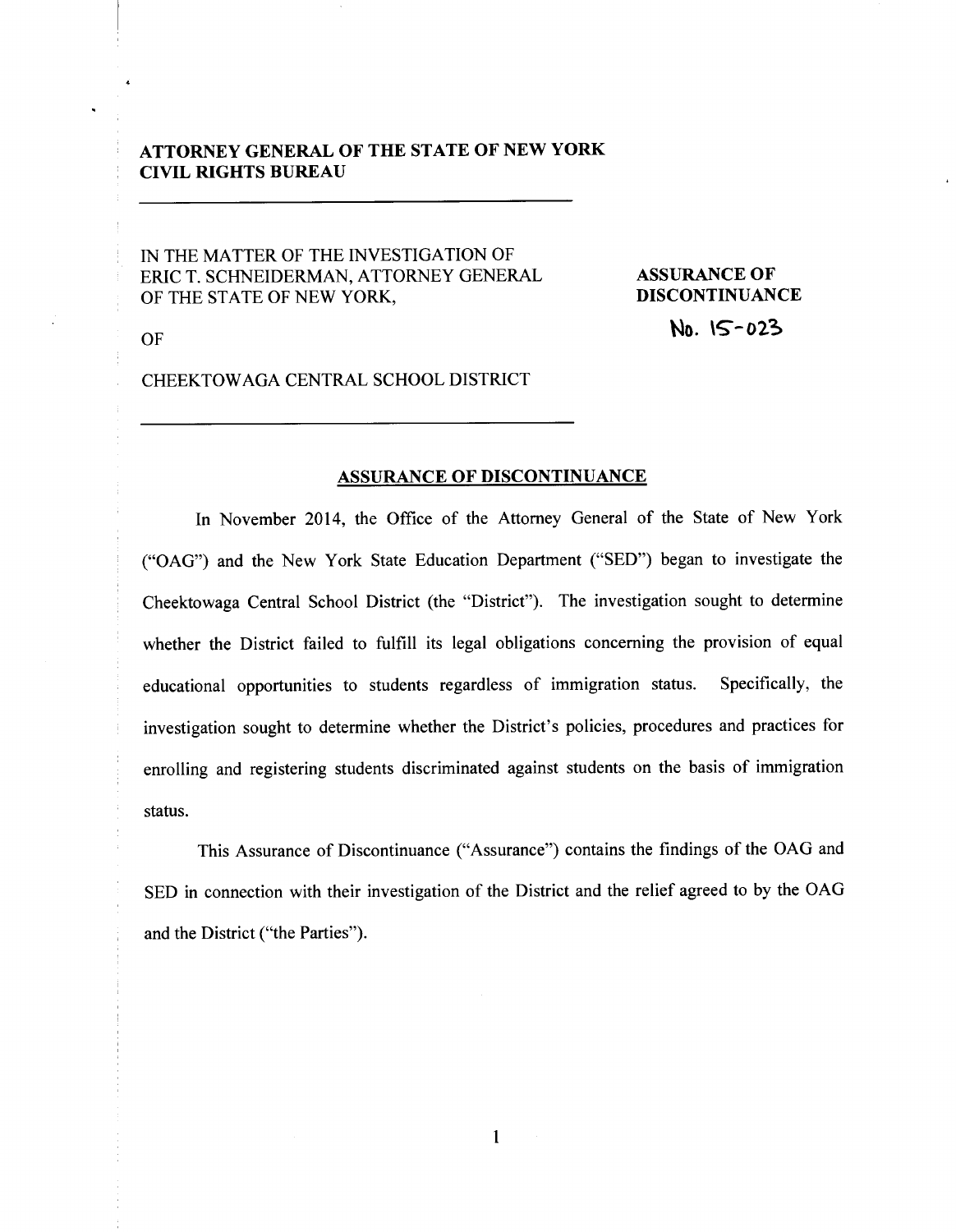**ATTORNEY GENERAL OF THE STATE OF NEW YORK**
**CIVIL RIGHTS BUREAU**

---

IN THE MATTER OF THE INVESTIGATION OF ERIC T. SCHNEIDERMAN, ATTORNEY GENERAL OF THE STATE OF NEW YORK,

OF

CHEEKTOWAGA CENTRAL SCHOOL DISTRICT

---

**ASSURANCE OF DISCONTINUANCE**

**No. 15-023**

## ASSURANCE OF DISCONTINUANCE

In November 2014, the Office of the Attorney General of the State of New York ("OAG") and the New York State Education Department ("SED") began to investigate the Cheektowaga Central School District (the "District"). The investigation sought to determine whether the District failed to fulfill its legal obligations concerning the provision of equal educational opportunities to students regardless of immigration status. Specifically, the investigation sought to determine whether the District's policies, procedures and practices for enrolling and registering students discriminated against students on the basis of immigration status.

This Assurance of Discontinuance ("Assurance") contains the findings of the OAG and SED in connection with their investigation of the District and the relief agreed to by the OAG and the District ("the Parties").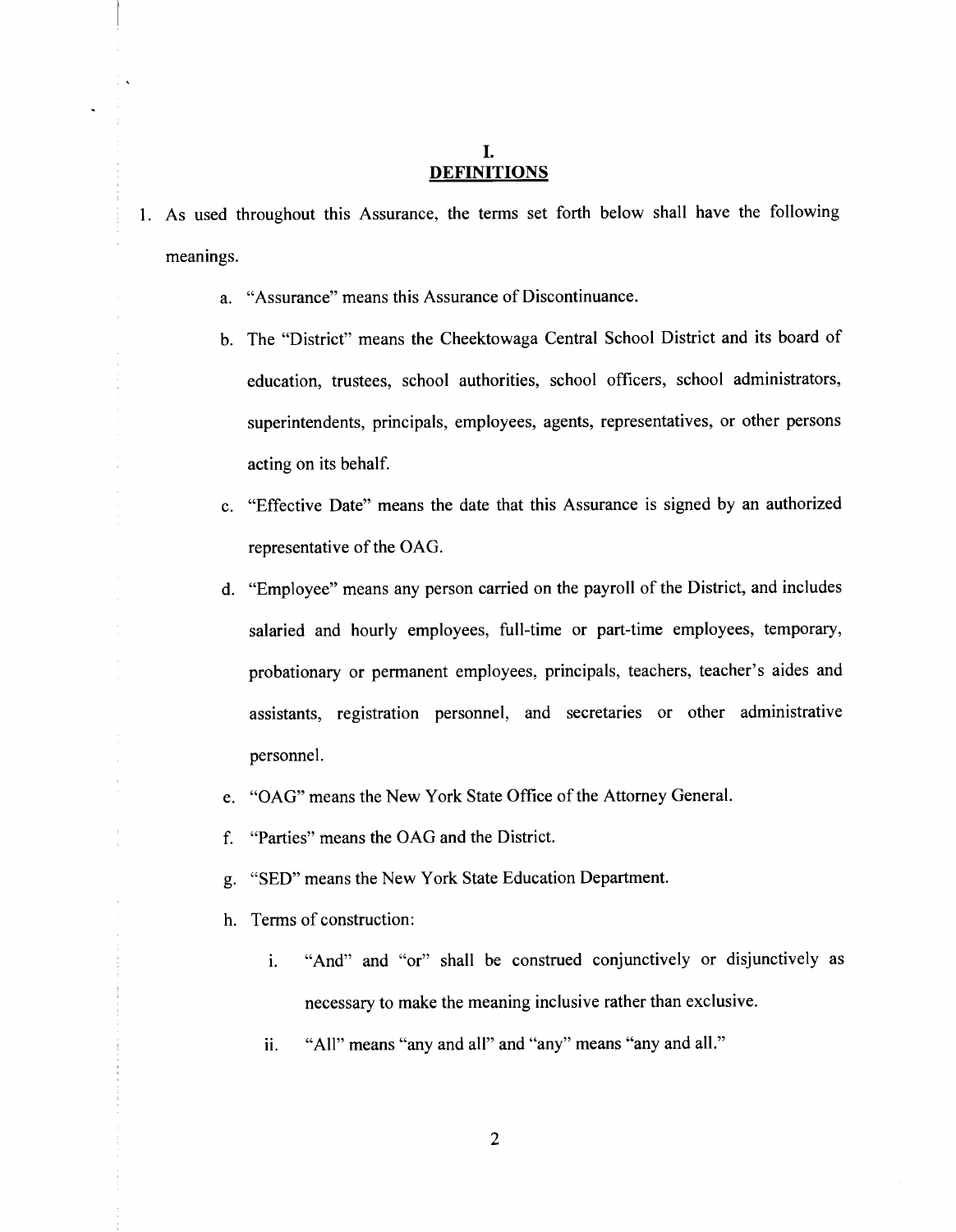# I.
## DEFINITIONS

1. As used throughout this Assurance, the terms set forth below shall have the following meanings.

    a. "Assurance" means this Assurance of Discontinuance.

    b. The "District" means the Cheektowaga Central School District and its board of education, trustees, school authorities, school officers, school administrators, superintendents, principals, employees, agents, representatives, or other persons acting on its behalf.

    c. "Effective Date" means the date that this Assurance is signed by an authorized representative of the OAG.

    d. "Employee" means any person carried on the payroll of the District, and includes salaried and hourly employees, full-time or part-time employees, temporary, probationary or permanent employees, principals, teachers, teacher's aides and assistants, registration personnel, and secretaries or other administrative personnel.

    e. "OAG" means the New York State Office of the Attorney General.

    f. "Parties" means the OAG and the District.

    g. "SED" means the New York State Education Department.

    h. Terms of construction:

        i. "And" and "or" shall be construed conjunctively or disjunctively as necessary to make the meaning inclusive rather than exclusive.

        ii. "All" means "any and all" and "any" means "any and all."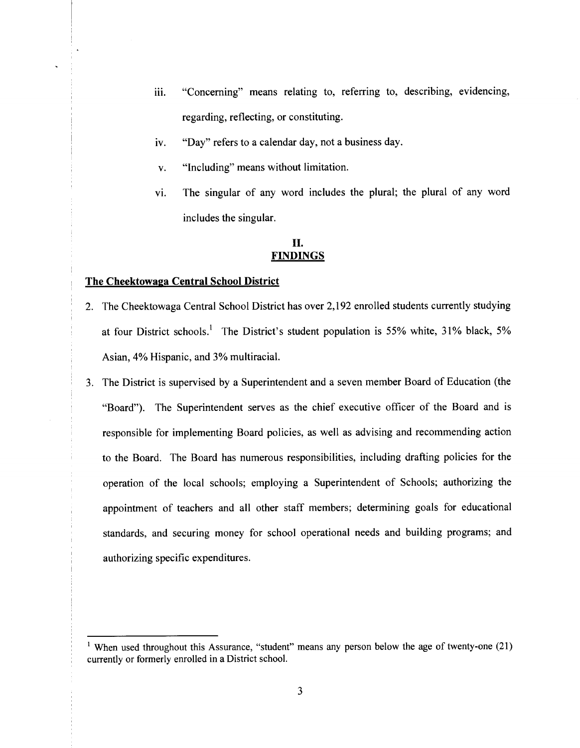iii. "Concerning" means relating to, referring to, describing, evidencing, regarding, reflecting, or constituting.

iv. "Day" refers to a calendar day, not a business day.

v. "Including" means without limitation.

vi. The singular of any word includes the plural; the plural of any word includes the singular.

## II.
## FINDINGS

### The Cheektowaga Central School District

2. The Cheektowaga Central School District has over 2,192 enrolled students currently studying at four District schools.[1] The District's student population is 55% white, 31% black, 5% Asian, 4% Hispanic, and 3% multiracial.

3. The District is supervised by a Superintendent and a seven member Board of Education (the "Board"). The Superintendent serves as the chief executive officer of the Board and is responsible for implementing Board policies, as well as advising and recommending action to the Board. The Board has numerous responsibilities, including drafting policies for the operation of the local schools; employing a Superintendent of Schools; authorizing the appointment of teachers and all other staff members; determining goals for educational standards, and securing money for school operational needs and building programs; and authorizing specific expenditures.

---

[1] When used throughout this Assurance, "student" means any person below the age of twenty-one (21) currently or formerly enrolled in a District school.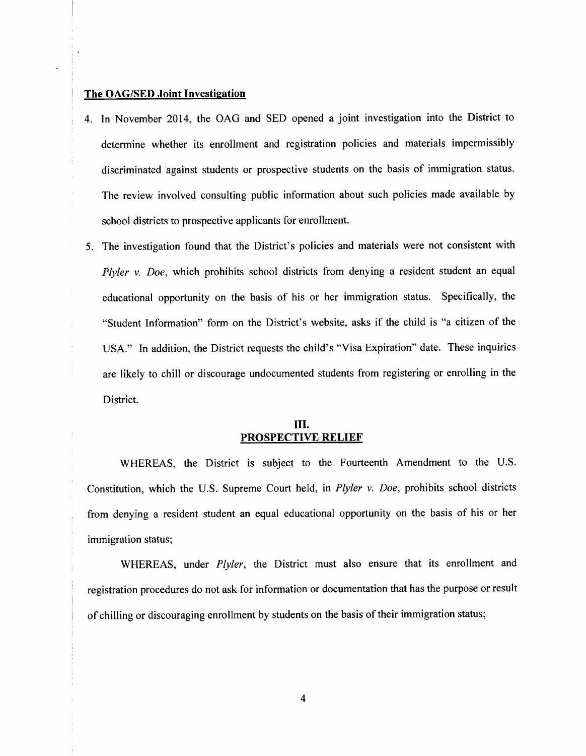**The OAG/SED Joint Investigation**

4. In November 2014, the OAG and SED opened a joint investigation into the District to determine whether its enrollment and registration policies and materials impermissibly discriminated against students or prospective students on the basis of immigration status. The review involved consulting public information about such policies made available by school districts to prospective applicants for enrollment.

5. The investigation found that the District's policies and materials were not consistent with *Plyler v. Doe*, which prohibits school districts from denying a resident student an equal educational opportunity on the basis of his or her immigration status. Specifically, the "Student Information" form on the District's website, asks if the child is "a citizen of the USA." In addition, the District requests the child's "Visa Expiration" date. These inquiries are likely to chill or discourage undocumented students from registering or enrolling in the District.

## III.
## PROSPECTIVE RELIEF

WHEREAS, the District is subject to the Fourteenth Amendment to the U.S. Constitution, which the U.S. Supreme Court held, in *Plyler v. Doe*, prohibits school districts from denying a resident student an equal educational opportunity on the basis of his or her immigration status;

WHEREAS, under *Plyler*, the District must also ensure that its enrollment and registration procedures do not ask for information or documentation that has the purpose or result of chilling or discouraging enrollment by students on the basis of their immigration status;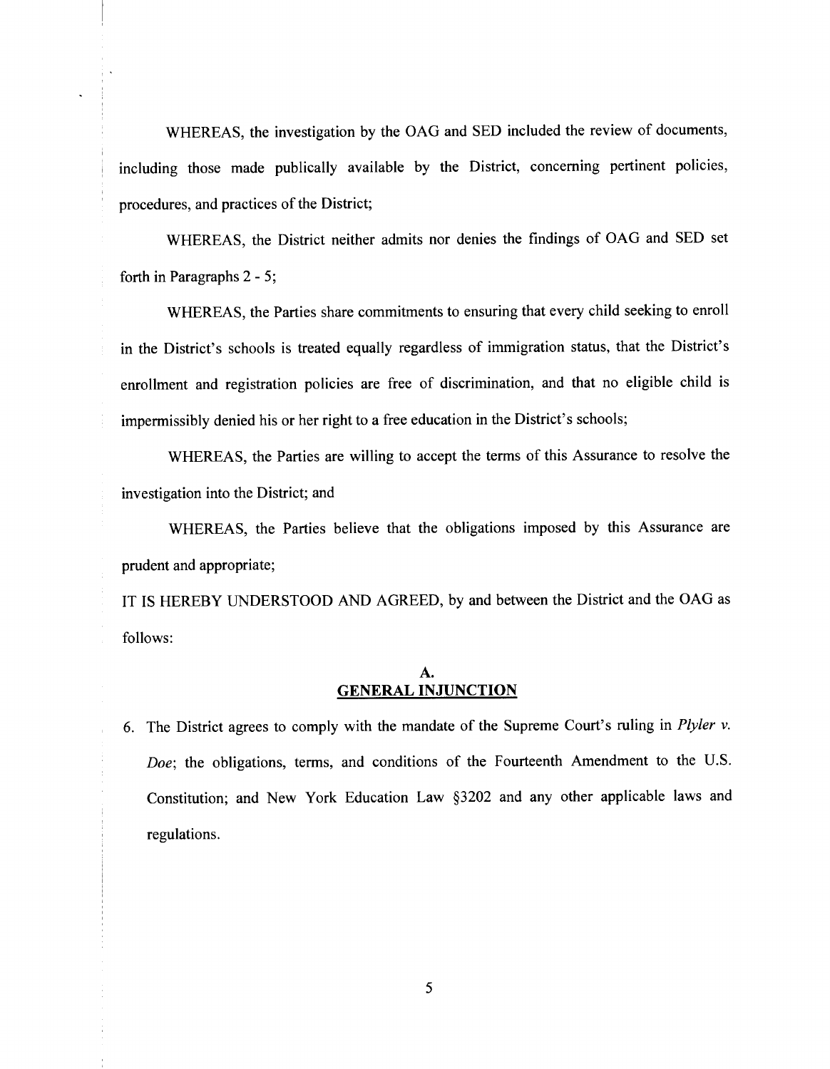WHEREAS, the investigation by the OAG and SED included the review of documents, including those made publically available by the District, concerning pertinent policies, procedures, and practices of the District;

WHEREAS, the District neither admits nor denies the findings of OAG and SED set forth in Paragraphs 2 - 5;

WHEREAS, the Parties share commitments to ensuring that every child seeking to enroll in the District's schools is treated equally regardless of immigration status, that the District's enrollment and registration policies are free of discrimination, and that no eligible child is impermissibly denied his or her right to a free education in the District's schools;

WHEREAS, the Parties are willing to accept the terms of this Assurance to resolve the investigation into the District; and

WHEREAS, the Parties believe that the obligations imposed by this Assurance are prudent and appropriate;

IT IS HEREBY UNDERSTOOD AND AGREED, by and between the District and the OAG as follows:

## A.
## GENERAL INJUNCTION

6. The District agrees to comply with the mandate of the Supreme Court's ruling in *Plyler v. Doe*; the obligations, terms, and conditions of the Fourteenth Amendment to the U.S. Constitution; and New York Education Law §3202 and any other applicable laws and regulations.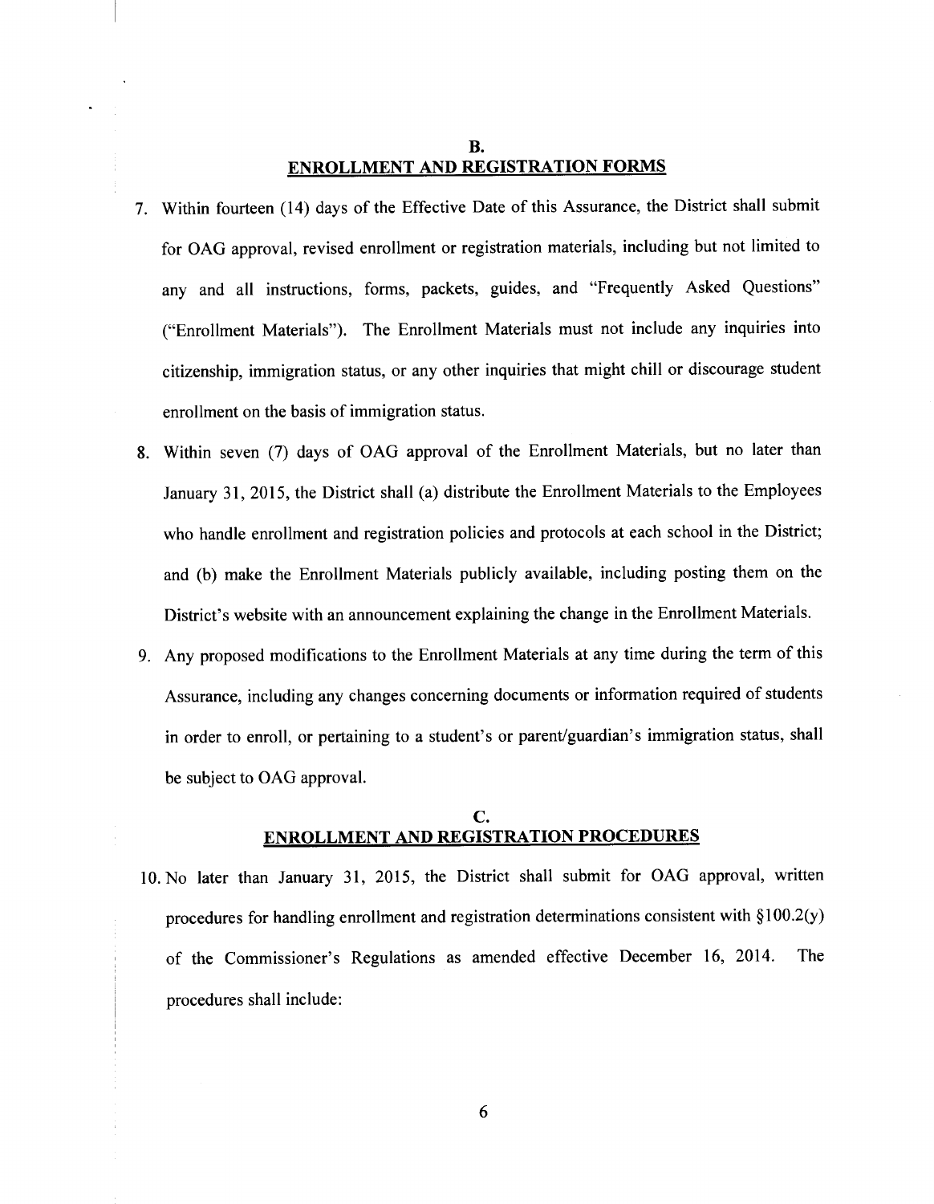## B.
## ENROLLMENT AND REGISTRATION FORMS

7. Within fourteen (14) days of the Effective Date of this Assurance, the District shall submit for OAG approval, revised enrollment or registration materials, including but not limited to any and all instructions, forms, packets, guides, and "Frequently Asked Questions" ("Enrollment Materials"). The Enrollment Materials must not include any inquiries into citizenship, immigration status, or any other inquiries that might chill or discourage student enrollment on the basis of immigration status.

8. Within seven (7) days of OAG approval of the Enrollment Materials, but no later than January 31, 2015, the District shall (a) distribute the Enrollment Materials to the Employees who handle enrollment and registration policies and protocols at each school in the District; and (b) make the Enrollment Materials publicly available, including posting them on the District's website with an announcement explaining the change in the Enrollment Materials.

9. Any proposed modifications to the Enrollment Materials at any time during the term of this Assurance, including any changes concerning documents or information required of students in order to enroll, or pertaining to a student's or parent/guardian's immigration status, shall be subject to OAG approval.

## C.
## ENROLLMENT AND REGISTRATION PROCEDURES

10. No later than January 31, 2015, the District shall submit for OAG approval, written procedures for handling enrollment and registration determinations consistent with §100.2(y) of the Commissioner's Regulations as amended effective December 16, 2014. The procedures shall include: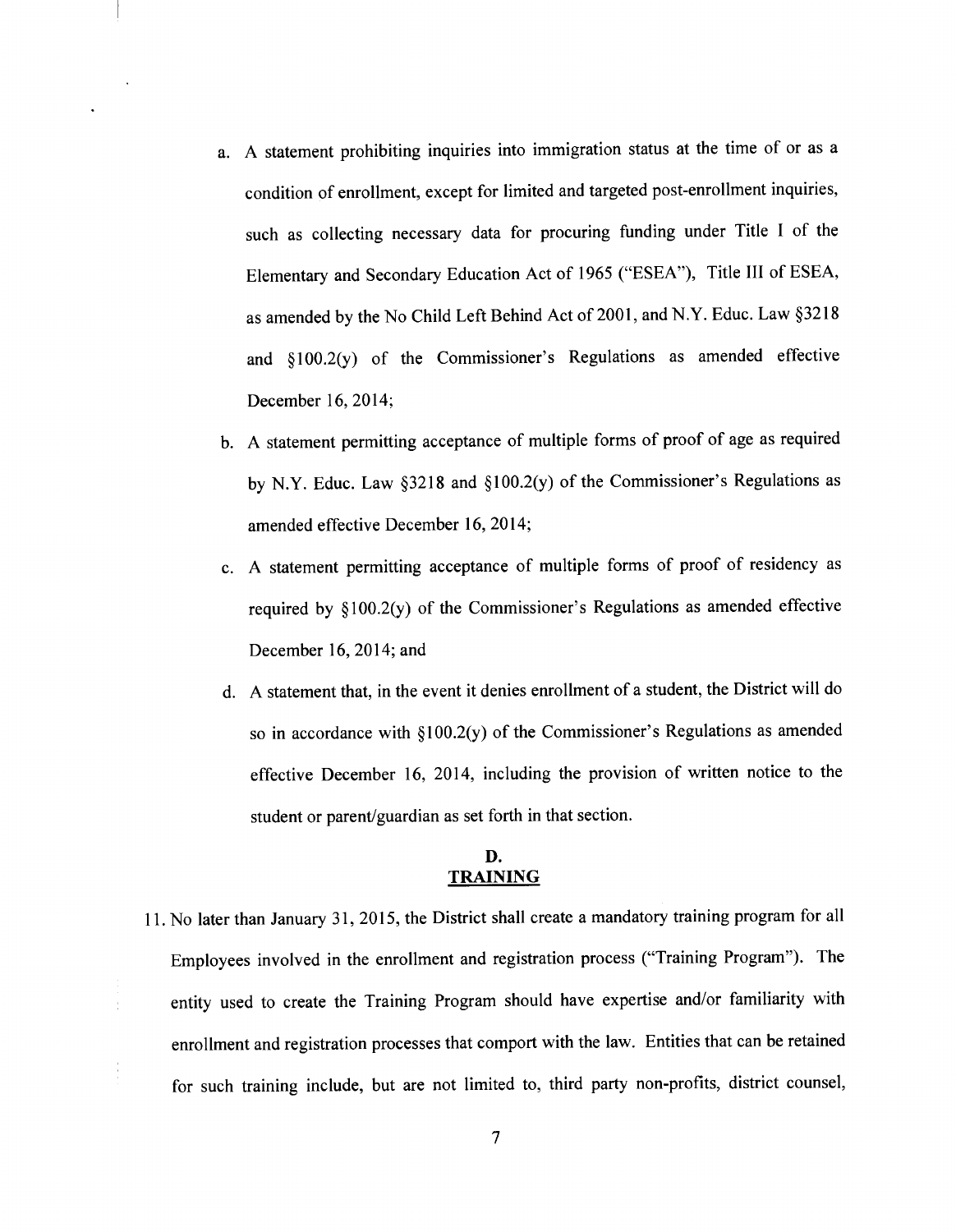a. A statement prohibiting inquiries into immigration status at the time of or as a condition of enrollment, except for limited and targeted post-enrollment inquiries, such as collecting necessary data for procuring funding under Title I of the Elementary and Secondary Education Act of 1965 ("ESEA"), Title III of ESEA, as amended by the No Child Left Behind Act of 2001, and N.Y. Educ. Law §3218 and §100.2(y) of the Commissioner's Regulations as amended effective December 16, 2014;

b. A statement permitting acceptance of multiple forms of proof of age as required by N.Y. Educ. Law §3218 and §100.2(y) of the Commissioner's Regulations as amended effective December 16, 2014;

c. A statement permitting acceptance of multiple forms of proof of residency as required by §100.2(y) of the Commissioner's Regulations as amended effective December 16, 2014; and

d. A statement that, in the event it denies enrollment of a student, the District will do so in accordance with §100.2(y) of the Commissioner's Regulations as amended effective December 16, 2014, including the provision of written notice to the student or parent/guardian as set forth in that section.

## D.
## TRAINING

11. No later than January 31, 2015, the District shall create a mandatory training program for all Employees involved in the enrollment and registration process ("Training Program"). The entity used to create the Training Program should have expertise and/or familiarity with enrollment and registration processes that comport with the law. Entities that can be retained for such training include, but are not limited to, third party non-profits, district counsel,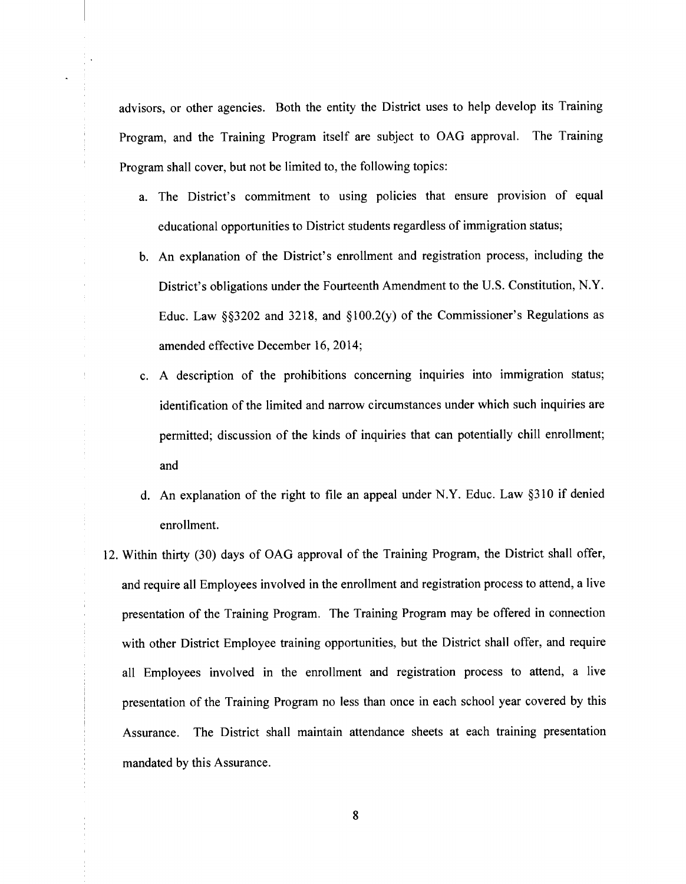advisors, or other agencies. Both the entity the District uses to help develop its Training Program, and the Training Program itself are subject to OAG approval. The Training Program shall cover, but not be limited to, the following topics:

a. The District's commitment to using policies that ensure provision of equal educational opportunities to District students regardless of immigration status;

b. An explanation of the District's enrollment and registration process, including the District's obligations under the Fourteenth Amendment to the U.S. Constitution, N.Y. Educ. Law §§3202 and 3218, and §100.2(y) of the Commissioner's Regulations as amended effective December 16, 2014;

c. A description of the prohibitions concerning inquiries into immigration status; identification of the limited and narrow circumstances under which such inquiries are permitted; discussion of the kinds of inquiries that can potentially chill enrollment; and

d. An explanation of the right to file an appeal under N.Y. Educ. Law §310 if denied enrollment.

12. Within thirty (30) days of OAG approval of the Training Program, the District shall offer, and require all Employees involved in the enrollment and registration process to attend, a live presentation of the Training Program. The Training Program may be offered in connection with other District Employee training opportunities, but the District shall offer, and require all Employees involved in the enrollment and registration process to attend, a live presentation of the Training Program no less than once in each school year covered by this Assurance. The District shall maintain attendance sheets at each training presentation mandated by this Assurance.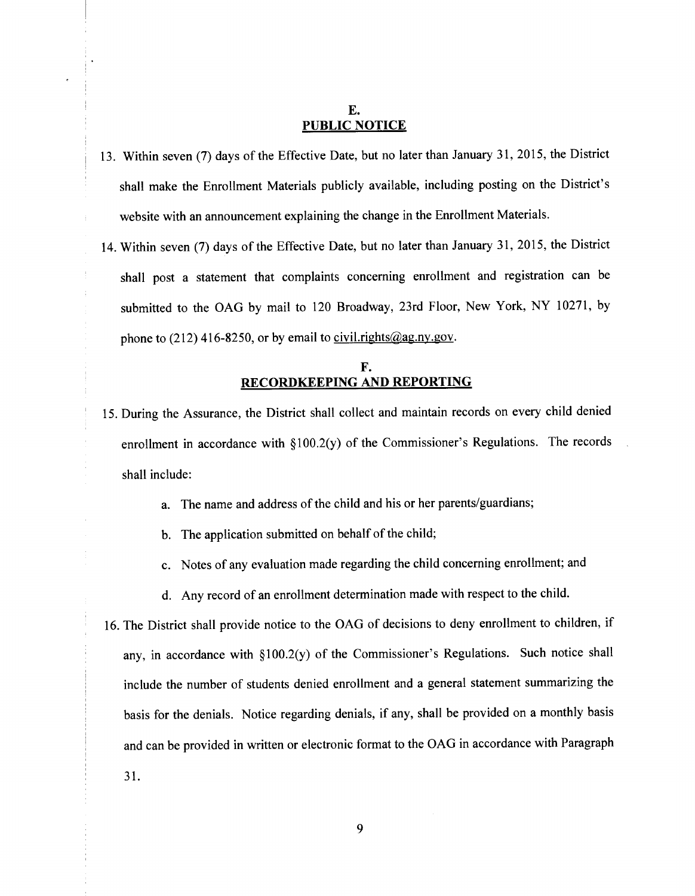## E.
## PUBLIC NOTICE

13. Within seven (7) days of the Effective Date, but no later than January 31, 2015, the District shall make the Enrollment Materials publicly available, including posting on the District's website with an announcement explaining the change in the Enrollment Materials.

14. Within seven (7) days of the Effective Date, but no later than January 31, 2015, the District shall post a statement that complaints concerning enrollment and registration can be submitted to the OAG by mail to 120 Broadway, 23rd Floor, New York, NY 10271, by phone to (212) 416-8250, or by email to civil.rights@ag.ny.gov.

## F.
## RECORDKEEPING AND REPORTING

15. During the Assurance, the District shall collect and maintain records on every child denied enrollment in accordance with §100.2(y) of the Commissioner's Regulations. The records shall include:

    a. The name and address of the child and his or her parents/guardians;

    b. The application submitted on behalf of the child;

    c. Notes of any evaluation made regarding the child concerning enrollment; and

    d. Any record of an enrollment determination made with respect to the child.

16. The District shall provide notice to the OAG of decisions to deny enrollment to children, if any, in accordance with §100.2(y) of the Commissioner's Regulations. Such notice shall include the number of students denied enrollment and a general statement summarizing the basis for the denials. Notice regarding denials, if any, shall be provided on a monthly basis and can be provided in written or electronic format to the OAG in accordance with Paragraph 31.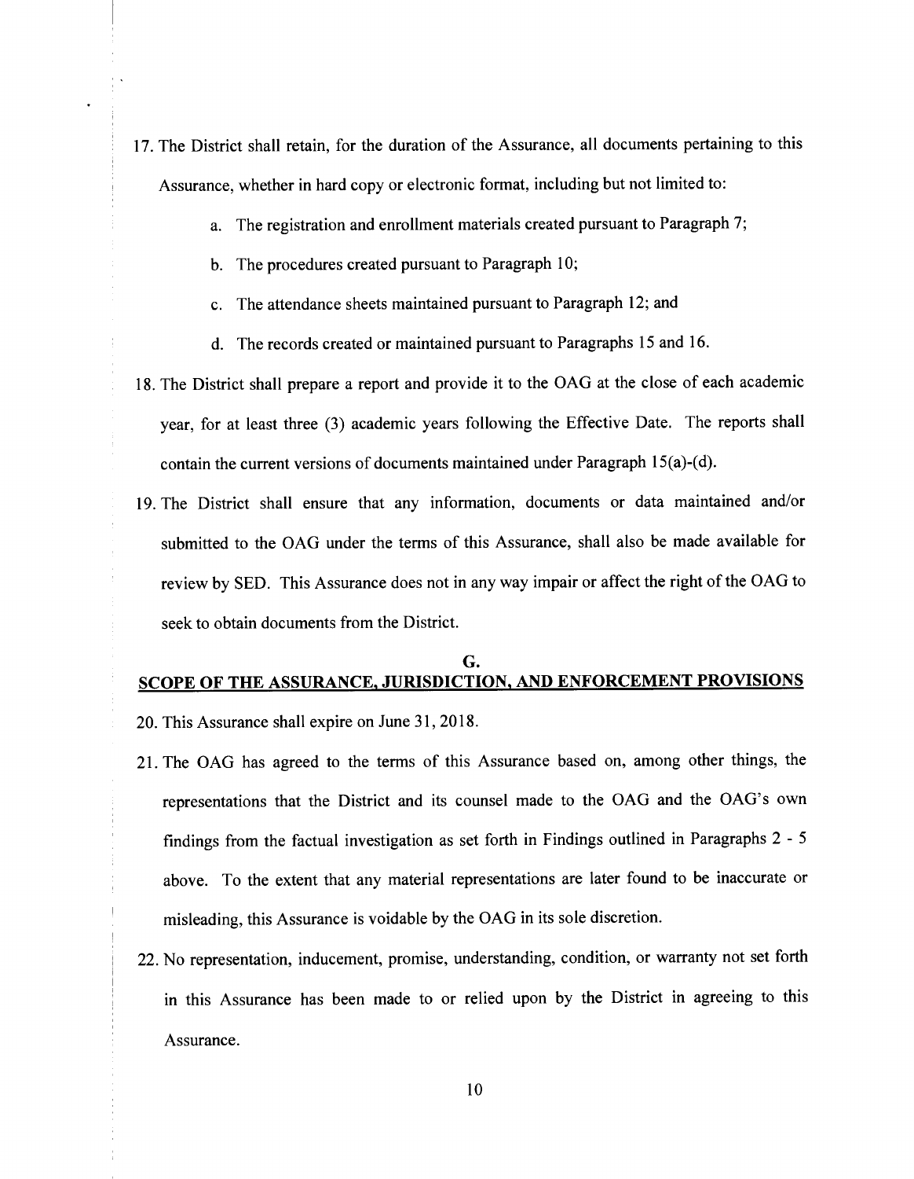17. The District shall retain, for the duration of the Assurance, all documents pertaining to this Assurance, whether in hard copy or electronic format, including but not limited to:

    a. The registration and enrollment materials created pursuant to Paragraph 7;

    b. The procedures created pursuant to Paragraph 10;

    c. The attendance sheets maintained pursuant to Paragraph 12; and

    d. The records created or maintained pursuant to Paragraphs 15 and 16.

18. The District shall prepare a report and provide it to the OAG at the close of each academic year, for at least three (3) academic years following the Effective Date. The reports shall contain the current versions of documents maintained under Paragraph 15(a)-(d).

19. The District shall ensure that any information, documents or data maintained and/or submitted to the OAG under the terms of this Assurance, shall also be made available for review by SED. This Assurance does not in any way impair or affect the right of the OAG to seek to obtain documents from the District.

## G.
## SCOPE OF THE ASSURANCE, JURISDICTION, AND ENFORCEMENT PROVISIONS

20. This Assurance shall expire on June 31, 2018.

21. The OAG has agreed to the terms of this Assurance based on, among other things, the representations that the District and its counsel made to the OAG and the OAG's own findings from the factual investigation as set forth in Findings outlined in Paragraphs 2 - 5 above. To the extent that any material representations are later found to be inaccurate or misleading, this Assurance is voidable by the OAG in its sole discretion.

22. No representation, inducement, promise, understanding, condition, or warranty not set forth in this Assurance has been made to or relied upon by the District in agreeing to this Assurance.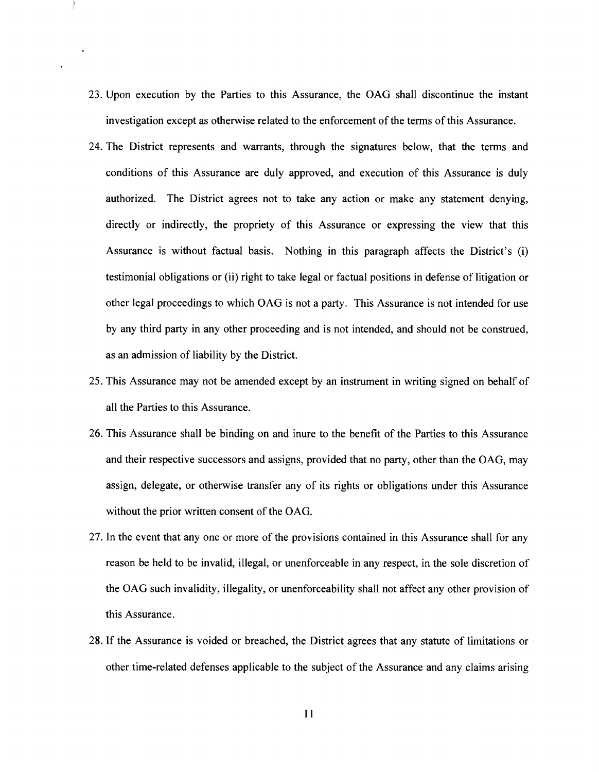23. Upon execution by the Parties to this Assurance, the OAG shall discontinue the instant investigation except as otherwise related to the enforcement of the terms of this Assurance.

24. The District represents and warrants, through the signatures below, that the terms and conditions of this Assurance are duly approved, and execution of this Assurance is duly authorized. The District agrees not to take any action or make any statement denying, directly or indirectly, the propriety of this Assurance or expressing the view that this Assurance is without factual basis. Nothing in this paragraph affects the District's (i) testimonial obligations or (ii) right to take legal or factual positions in defense of litigation or other legal proceedings to which OAG is not a party. This Assurance is not intended for use by any third party in any other proceeding and is not intended, and should not be construed, as an admission of liability by the District.

25. This Assurance may not be amended except by an instrument in writing signed on behalf of all the Parties to this Assurance.

26. This Assurance shall be binding on and inure to the benefit of the Parties to this Assurance and their respective successors and assigns, provided that no party, other than the OAG, may assign, delegate, or otherwise transfer any of its rights or obligations under this Assurance without the prior written consent of the OAG.

27. In the event that any one or more of the provisions contained in this Assurance shall for any reason be held to be invalid, illegal, or unenforceable in any respect, in the sole discretion of the OAG such invalidity, illegality, or unenforceability shall not affect any other provision of this Assurance.

28. If the Assurance is voided or breached, the District agrees that any statute of limitations or other time-related defenses applicable to the subject of the Assurance and any claims arising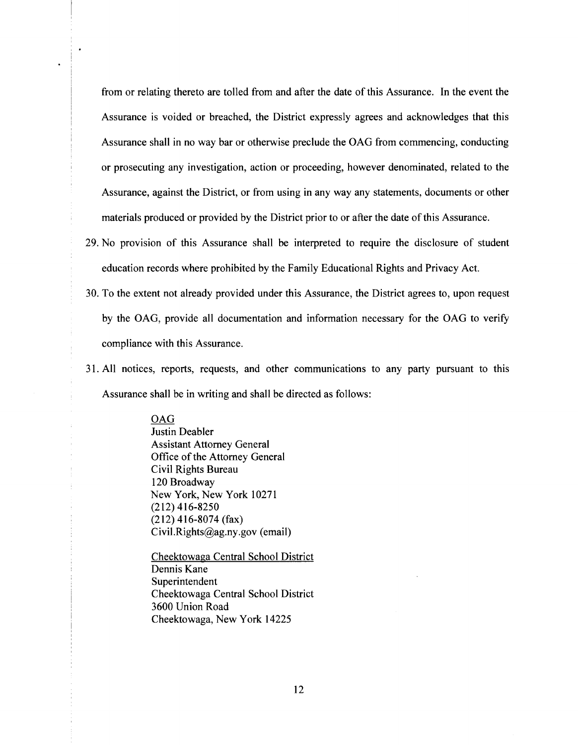from or relating thereto are tolled from and after the date of this Assurance. In the event the Assurance is voided or breached, the District expressly agrees and acknowledges that this Assurance shall in no way bar or otherwise preclude the OAG from commencing, conducting or prosecuting any investigation, action or proceeding, however denominated, related to the Assurance, against the District, or from using in any way any statements, documents or other materials produced or provided by the District prior to or after the date of this Assurance.

29. No provision of this Assurance shall be interpreted to require the disclosure of student education records where prohibited by the Family Educational Rights and Privacy Act.

30. To the extent not already provided under this Assurance, the District agrees to, upon request by the OAG, provide all documentation and information necessary for the OAG to verify compliance with this Assurance.

31. All notices, reports, requests, and other communications to any party pursuant to this Assurance shall be in writing and shall be directed as follows:

<u>OAG</u>
Justin Deabler
Assistant Attorney General
Office of the Attorney General
Civil Rights Bureau
120 Broadway
New York, New York 10271
(212) 416-8250
(212) 416-8074 (fax)
Civil.Rights@ag.ny.gov (email)

<u>Cheektowaga Central School District</u>
Dennis Kane
Superintendent
Cheektowaga Central School District
3600 Union Road
Cheektowaga, New York 14225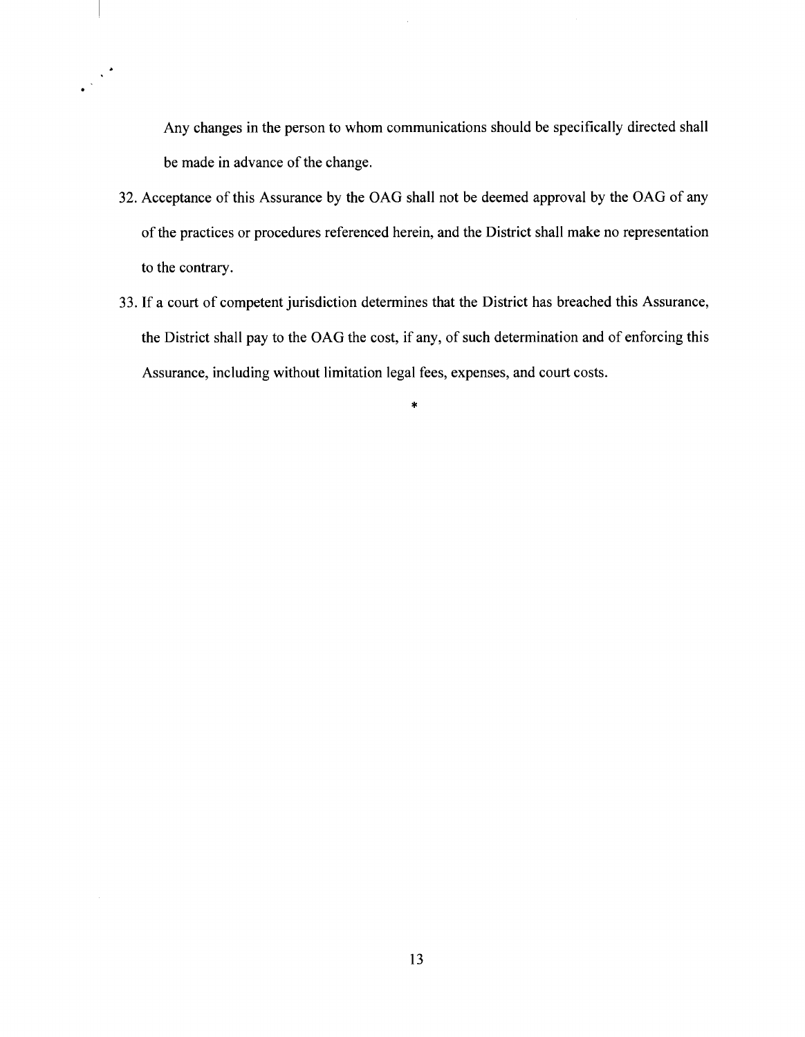Any changes in the person to whom communications should be specifically directed shall be made in advance of the change.

32. Acceptance of this Assurance by the OAG shall not be deemed approval by the OAG of any of the practices or procedures referenced herein, and the District shall make no representation to the contrary.

33. If a court of competent jurisdiction determines that the District has breached this Assurance, the District shall pay to the OAG the cost, if any, of such determination and of enforcing this Assurance, including without limitation legal fees, expenses, and court costs.

*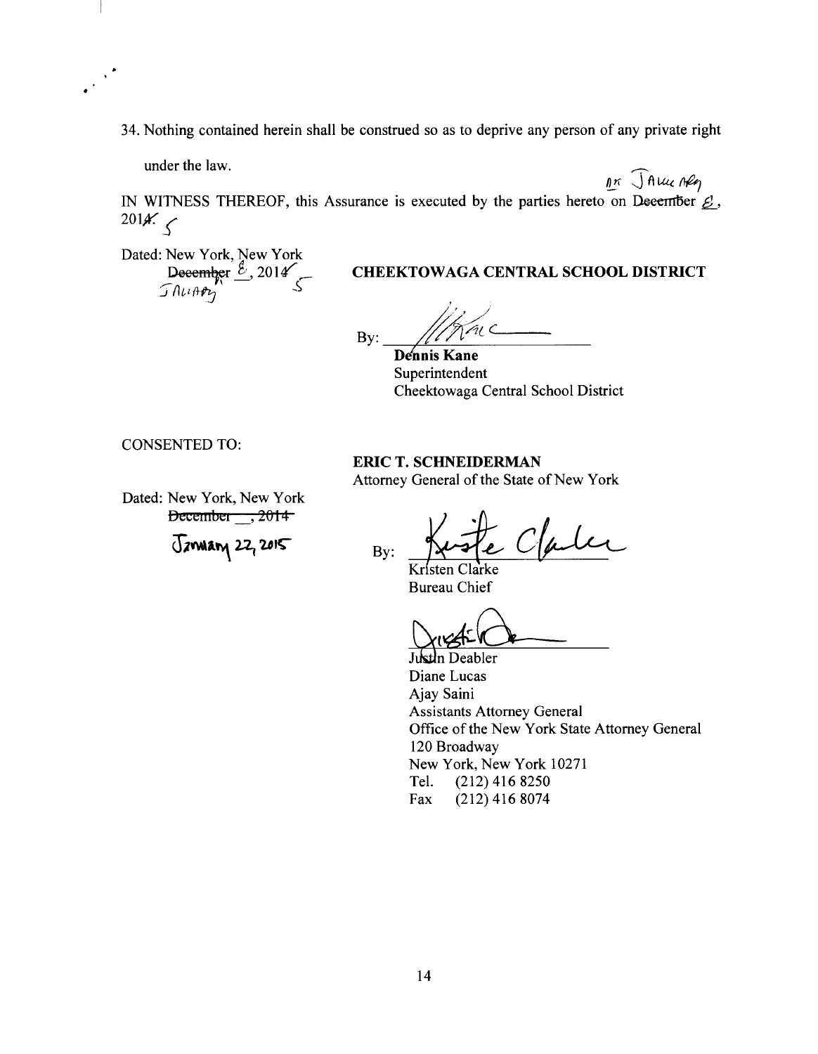34. Nothing contained herein shall be construed so as to deprive any person of any private right under the law.

IN WITNESS THEREOF, this Assurance is executed by the parties hereto on ~~December~~ January 8, 201~~4~~5

Dated: New York, New York
~~December~~ January 8, 201~~4~~5

**CHEEKTOWAGA CENTRAL SCHOOL DISTRICT**

By: ______________________
**Dennis Kane**
Superintendent
Cheektowaga Central School District

CONSENTED TO:

Dated: New York, New York
~~December \_\_, 2014~~
January 22, 2015

**ERIC T. SCHNEIDERMAN**
Attorney General of the State of New York

By: ______________________
Kristen Clarke
Bureau Chief

______________________
Justin Deabler
Diane Lucas
Ajay Saini
Assistants Attorney General
Office of the New York State Attorney General
120 Broadway
New York, New York 10271
Tel. (212) 416 8250
Fax (212) 416 8074